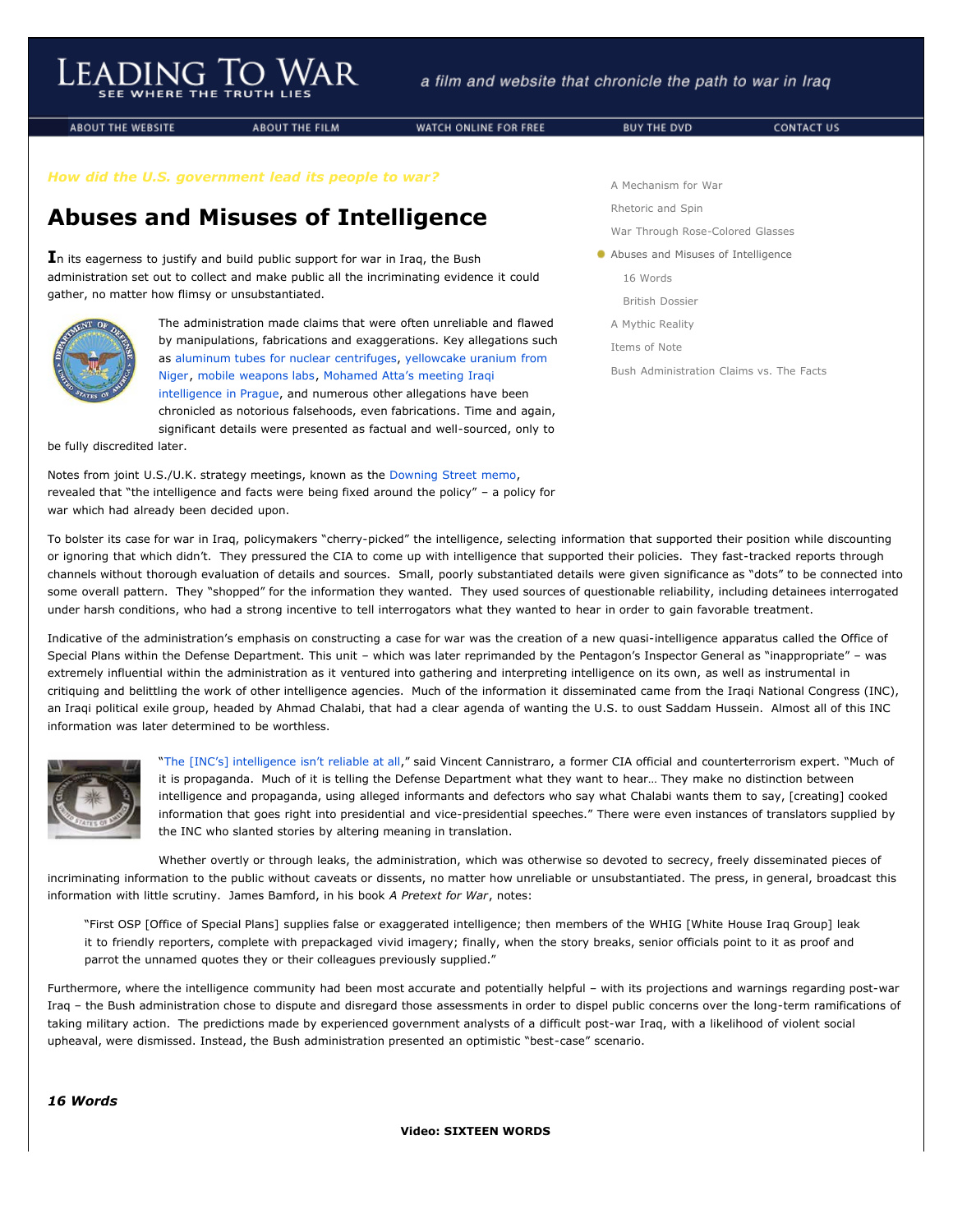# LEADING TO WAR

SEE WHERE THE TRUTH LIES

*a film and website that chronicle the path to war in Iraq*

ABOUT THE WEBSITE | ABOUT THE FILM | WATCH ONLINE FOR FREE | BUY THE DVD | CONTACT US

*How did the U.S. government lead its people to war?*

- A Mechanism for War
- Rhetoric and Spin
- War Through Rose-Colored Glasses
- Abuses and Misuses of Intelligence
  - 16 Words
  - British Dossier
- A Mythic Reality
- Items of Note
- Bush Administration Claims vs. The Facts

## Abuses and Misuses of Intelligence

In its eagerness to justify and build public support for war in Iraq, the Bush administration set out to collect and make public all the incriminating evidence it could gather, no matter how flimsy or unsubstantiated.

The administration made claims that were often unreliable and flawed by manipulations, fabrications and exaggerations. Key allegations such as aluminum tubes for nuclear centrifuges, yellowcake uranium from Niger, mobile weapons labs, Mohamed Atta's meeting Iraqi intelligence in Prague, and numerous other allegations have been chronicled as notorious falsehoods, even fabrications. Time and again, significant details were presented as factual and well-sourced, only to be fully discredited later.

Notes from joint U.S./U.K. strategy meetings, known as the Downing Street memo, revealed that "the intelligence and facts were being fixed around the policy" – a policy for war which had already been decided upon.

To bolster its case for war in Iraq, policymakers "cherry-picked" the intelligence, selecting information that supported their position while discounting or ignoring that which didn't. They pressured the CIA to come up with intelligence that supported their policies. They fast-tracked reports through channels without thorough evaluation of details and sources. Small, poorly substantiated details were given significance as "dots" to be connected into some overall pattern. They "shopped" for the information they wanted. They used sources of questionable reliability, including detainees interrogated under harsh conditions, who had a strong incentive to tell interrogators what they wanted to hear in order to gain favorable treatment.

Indicative of the administration's emphasis on constructing a case for war was the creation of a new quasi-intelligence apparatus called the Office of Special Plans within the Defense Department. This unit – which was later reprimanded by the Pentagon's Inspector General as "inappropriate" – was extremely influential within the administration as it ventured into gathering and interpreting intelligence on its own, as well as instrumental in critiquing and belittling the work of other intelligence agencies. Much of the information it disseminated came from the Iraqi National Congress (INC), an Iraqi political exile group, headed by Ahmad Chalabi, that had a clear agenda of wanting the U.S. to oust Saddam Hussein. Almost all of this INC information was later determined to be worthless.

"The [INC's] intelligence isn't reliable at all," said Vincent Cannistraro, a former CIA official and counterterrorism expert. "Much of it is propaganda. Much of it is telling the Defense Department what they want to hear… They make no distinction between intelligence and propaganda, using alleged informants and defectors who say what Chalabi wants them to say, [creating] cooked information that goes right into presidential and vice-presidential speeches." There were even instances of translators supplied by the INC who slanted stories by altering meaning in translation.

Whether overtly or through leaks, the administration, which was otherwise so devoted to secrecy, freely disseminated pieces of incriminating information to the public without caveats or dissents, no matter how unreliable or unsubstantiated. The press, in general, broadcast this information with little scrutiny. James Bamford, in his book *A Pretext for War*, notes:

> "First OSP [Office of Special Plans] supplies false or exaggerated intelligence; then members of the WHIG [White House Iraq Group] leak it to friendly reporters, complete with prepackaged vivid imagery; finally, when the story breaks, senior officials point to it as proof and parrot the unnamed quotes they or their colleagues previously supplied."

Furthermore, where the intelligence community had been most accurate and potentially helpful – with its projections and warnings regarding post-war Iraq – the Bush administration chose to dispute and disregard those assessments in order to dispel public concerns over the long-term ramifications of taking military action. The predictions made by experienced government analysts of a difficult post-war Iraq, with a likelihood of violent social upheaval, were dismissed. Instead, the Bush administration presented an optimistic "best-case" scenario.

### *16 Words*

**Video: SIXTEEN WORDS**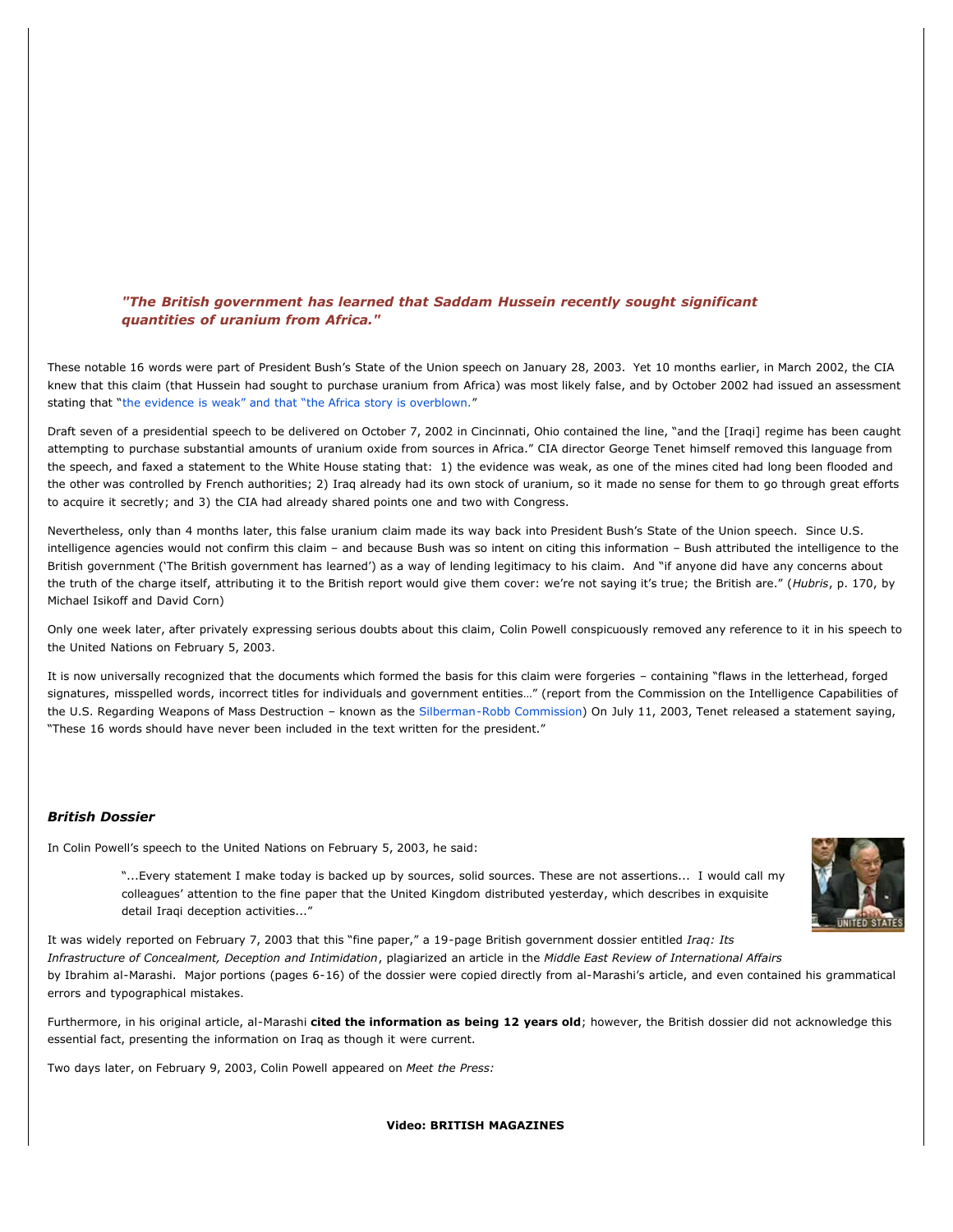***"The British government has learned that Saddam Hussein recently sought significant quantities of uranium from Africa."***

These notable 16 words were part of President Bush's State of the Union speech on January 28, 2003. Yet 10 months earlier, in March 2002, the CIA knew that this claim (that Hussein had sought to purchase uranium from Africa) was most likely false, and by October 2002 had issued an assessment stating that "the evidence is weak" and that "the Africa story is overblown."

Draft seven of a presidential speech to be delivered on October 7, 2002 in Cincinnati, Ohio contained the line, "and the [Iraqi] regime has been caught attempting to purchase substantial amounts of uranium oxide from sources in Africa." CIA director George Tenet himself removed this language from the speech, and faxed a statement to the White House stating that: 1) the evidence was weak, as one of the mines cited had long been flooded and the other was controlled by French authorities; 2) Iraq already had its own stock of uranium, so it made no sense for them to go through great efforts to acquire it secretly; and 3) the CIA had already shared points one and two with Congress.

Nevertheless, only than 4 months later, this false uranium claim made its way back into President Bush's State of the Union speech. Since U.S. intelligence agencies would not confirm this claim – and because Bush was so intent on citing this information – Bush attributed the intelligence to the British government ('The British government has learned') as a way of lending legitimacy to his claim. And "if anyone did have any concerns about the truth of the charge itself, attributing it to the British report would give them cover: we're not saying it's true; the British are." (*Hubris*, p. 170, by Michael Isikoff and David Corn)

Only one week later, after privately expressing serious doubts about this claim, Colin Powell conspicuously removed any reference to it in his speech to the United Nations on February 5, 2003.

It is now universally recognized that the documents which formed the basis for this claim were forgeries – containing "flaws in the letterhead, forged signatures, misspelled words, incorrect titles for individuals and government entities…" (report from the Commission on the Intelligence Capabilities of the U.S. Regarding Weapons of Mass Destruction – known as the Silberman-Robb Commission) On July 11, 2003, Tenet released a statement saying, "These 16 words should have never been included in the text written for the president."

### *British Dossier*

In Colin Powell's speech to the United Nations on February 5, 2003, he said:

> "...Every statement I make today is backed up by sources, solid sources. These are not assertions... I would call my colleagues' attention to the fine paper that the United Kingdom distributed yesterday, which describes in exquisite detail Iraqi deception activities..."

It was widely reported on February 7, 2003 that this "fine paper," a 19-page British government dossier entitled *Iraq: Its Infrastructure of Concealment, Deception and Intimidation*, plagiarized an article in the *Middle East Review of International Affairs* by Ibrahim al-Marashi. Major portions (pages 6-16) of the dossier were copied directly from al-Marashi's article, and even contained his grammatical errors and typographical mistakes.

Furthermore, in his original article, al-Marashi **cited the information as being 12 years old**; however, the British dossier did not acknowledge this essential fact, presenting the information on Iraq as though it were current.

Two days later, on February 9, 2003, Colin Powell appeared on *Meet the Press:*

**Video: BRITISH MAGAZINES**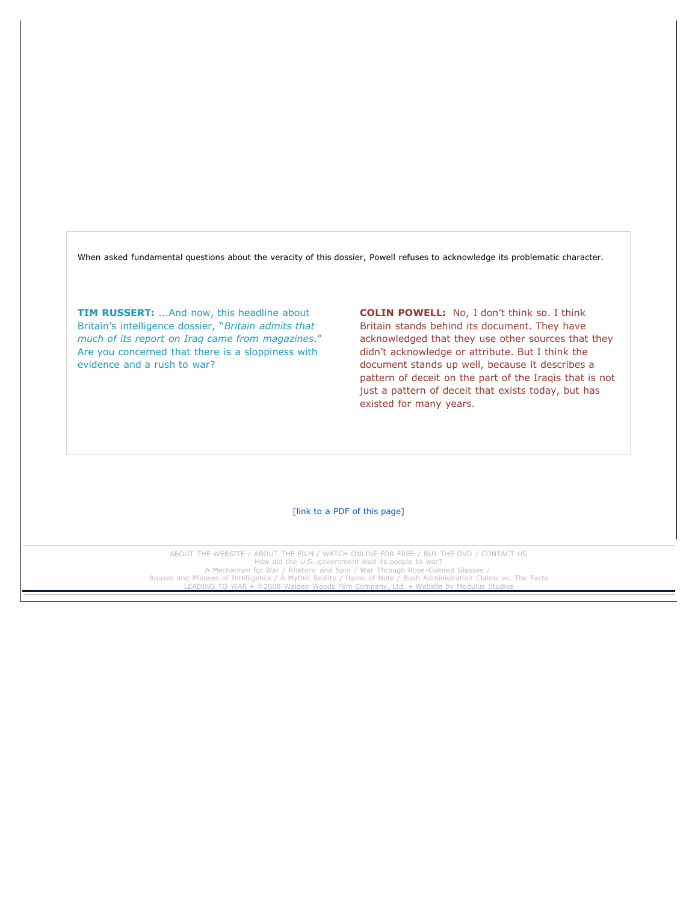When asked fundamental questions about the veracity of this dossier, Powell refuses to acknowledge its problematic character.

**TIM RUSSERT:** ...And now, this headline about Britain's intelligence dossier, "*Britain admits that much of its report on Iraq came from magazines*." Are you concerned that there is a sloppiness with evidence and a rush to war?

**COLIN POWELL:** No, I don't think so. I think Britain stands behind its document. They have acknowledged that they use other sources that they didn't acknowledge or attribute. But I think the document stands up well, because it describes a pattern of deceit on the part of the Iraqis that is not just a pattern of deceit that exists today, but has existed for many years.

[link to a PDF of this page]

ABOUT THE WEBSITE / ABOUT THE FILM / WATCH ONLINE FOR FREE / BUY THE DVD / CONTACT US
How did the U.S. government lead its people to war?
A Mechanism for War / Rhetoric and Spin / War Through Rose-Colored Glasses /
Abuses and Misuses of Intelligence / A Mythic Reality / Items of Note / Bush Administration Claims vs. The Facts
LEADING TO WAR • ©2008 Walden Woods Film Company, Ltd. • Website by Modulus Studios